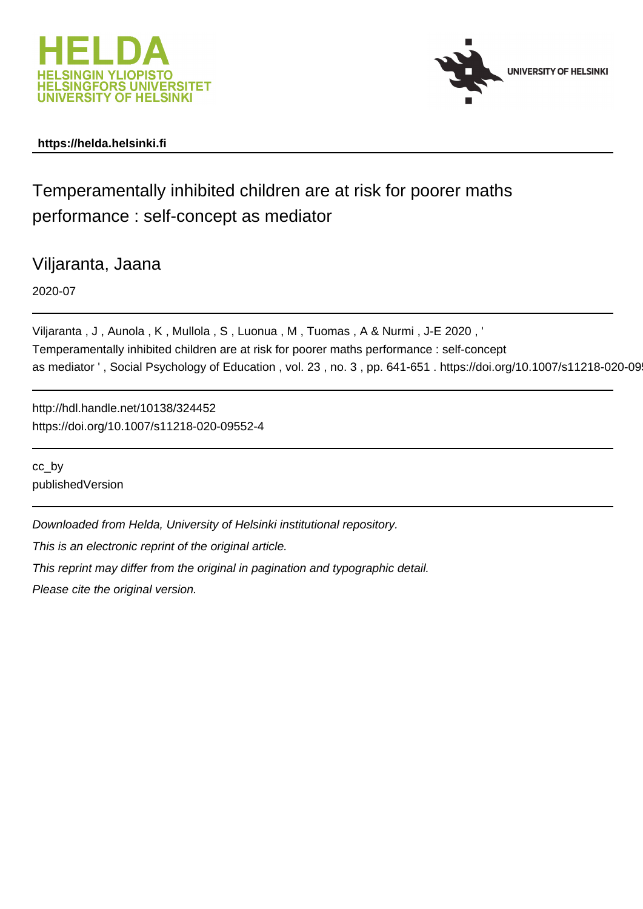https://helda.helsinki.fi

# Temperamentally inhibited children are at risk for poorer maths performance : self-concept as mediator

Viljaranta, Jaana

2020-07

Viljaranta , J , Aunola , K , Mullola , S , Luonua , M , Tuomas , A & Nurmi , J-E 2020 , ' Temperamentally inhibited children are at risk for poorer maths performance : self-concept as mediator ' , Social Psychology of Education , vol. 23 , no. 3 , pp. 641-651 . https://doi.org/10.1007/s11218-020-09

http://hdl.handle.net/10138/324452
https://doi.org/10.1007/s11218-020-09552-4

cc_by
publishedVersion

*Downloaded from Helda, University of Helsinki institutional repository.*

*This is an electronic reprint of the original article.*

*This reprint may differ from the original in pagination and typographic detail.*

*Please cite the original version.*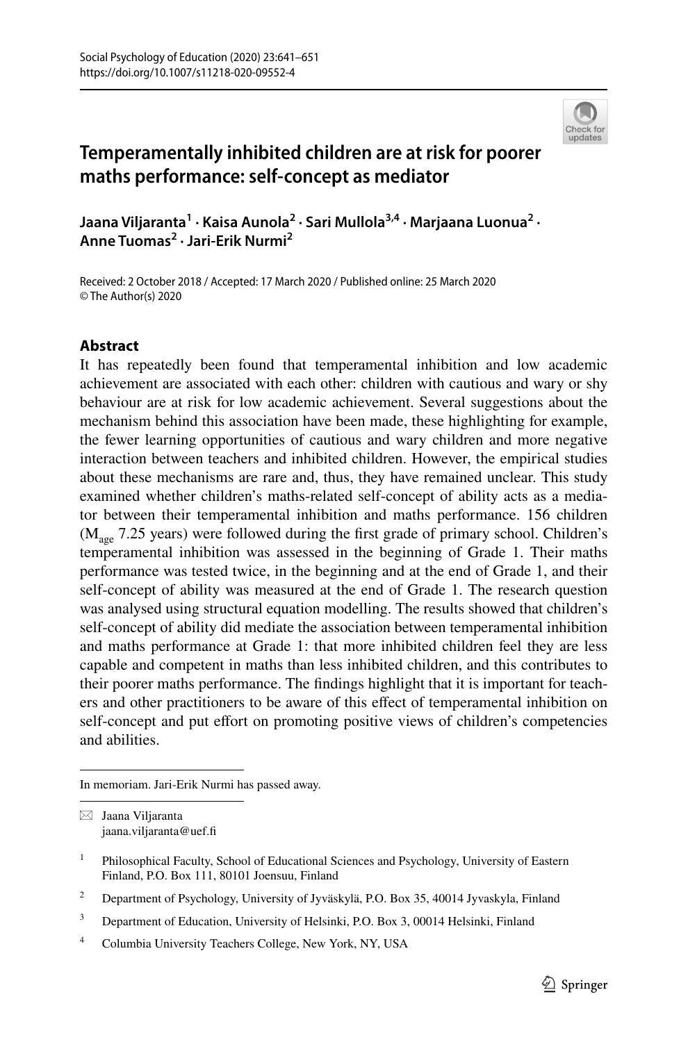# Temperamentally inhibited children are at risk for poorer maths performance: self-concept as mediator

**Jaana Viljaranta[1] · Kaisa Aunola[2] · Sari Mullola[3,4] · Marjaana Luonua[2] · Anne Tuomas[2] · Jari-Erik Nurmi[2]**

Received: 2 October 2018 / Accepted: 17 March 2020 / Published online: 25 March 2020
© The Author(s) 2020

## Abstract

It has repeatedly been found that temperamental inhibition and low academic achievement are associated with each other: children with cautious and wary or shy behaviour are at risk for low academic achievement. Several suggestions about the mechanism behind this association have been made, these highlighting for example, the fewer learning opportunities of cautious and wary children and more negative interaction between teachers and inhibited children. However, the empirical studies about these mechanisms are rare and, thus, they have remained unclear. This study examined whether children's maths-related self-concept of ability acts as a mediator between their temperamental inhibition and maths performance. 156 children ($M_{age}$ 7.25 years) were followed during the first grade of primary school. Children's temperamental inhibition was assessed in the beginning of Grade 1. Their maths performance was tested twice, in the beginning and at the end of Grade 1, and their self-concept of ability was measured at the end of Grade 1. The research question was analysed using structural equation modelling. The results showed that children's self-concept of ability did mediate the association between temperamental inhibition and maths performance at Grade 1: that more inhibited children feel they are less capable and competent in maths than less inhibited children, and this contributes to their poorer maths performance. The findings highlight that it is important for teachers and other practitioners to be aware of this effect of temperamental inhibition on self-concept and put effort on promoting positive views of children's competencies and abilities.

---

In memoriam. Jari-Erik Nurmi has passed away.

---

✉ Jaana Viljaranta
jaana.viljaranta@uef.fi

[1] Philosophical Faculty, School of Educational Sciences and Psychology, University of Eastern Finland, P.O. Box 111, 80101 Joensuu, Finland

[2] Department of Psychology, University of Jyväskylä, P.O. Box 35, 40014 Jyvaskyla, Finland

[3] Department of Education, University of Helsinki, P.O. Box 3, 00014 Helsinki, Finland

[4] Columbia University Teachers College, New York, NY, USA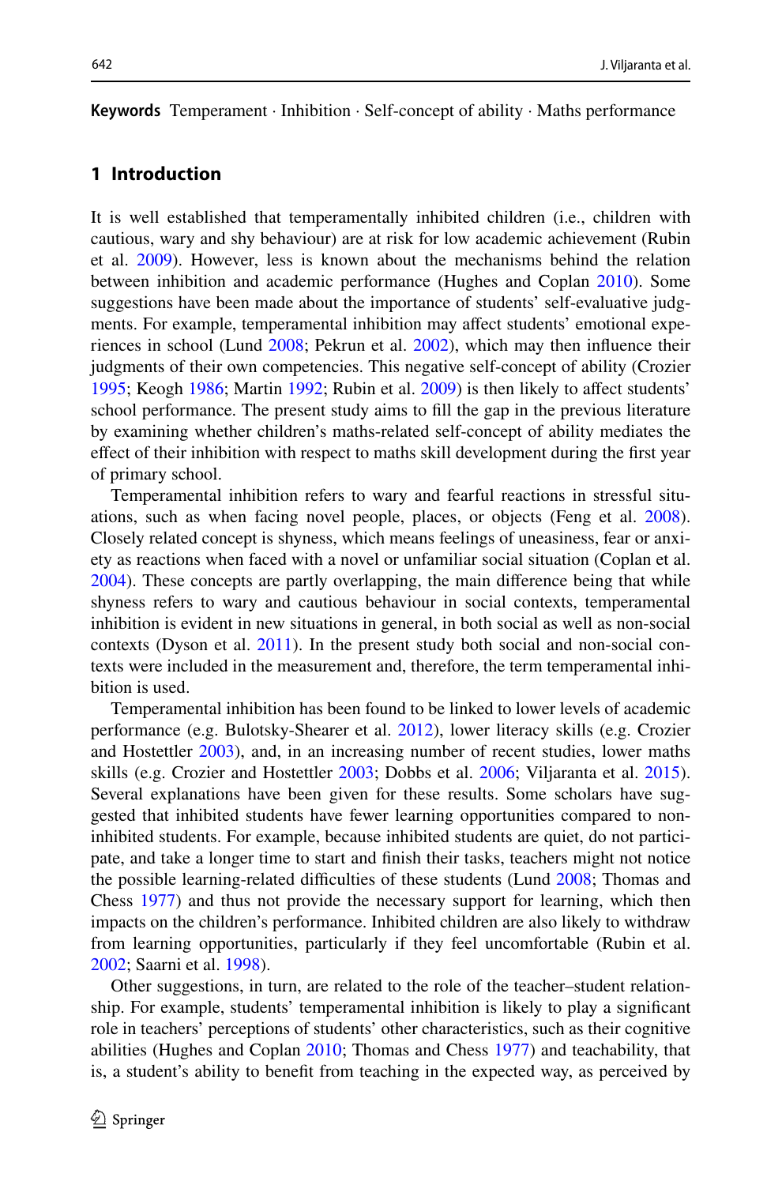**Keywords** Temperament · Inhibition · Self-concept of ability · Maths performance

## 1 Introduction

It is well established that temperamentally inhibited children (i.e., children with cautious, wary and shy behaviour) are at risk for low academic achievement (Rubin et al. 2009). However, less is known about the mechanisms behind the relation between inhibition and academic performance (Hughes and Coplan 2010). Some suggestions have been made about the importance of students' self-evaluative judgments. For example, temperamental inhibition may affect students' emotional experiences in school (Lund 2008; Pekrun et al. 2002), which may then influence their judgments of their own competencies. This negative self-concept of ability (Crozier 1995; Keogh 1986; Martin 1992; Rubin et al. 2009) is then likely to affect students' school performance. The present study aims to fill the gap in the previous literature by examining whether children's maths-related self-concept of ability mediates the effect of their inhibition with respect to maths skill development during the first year of primary school.

Temperamental inhibition refers to wary and fearful reactions in stressful situations, such as when facing novel people, places, or objects (Feng et al. 2008). Closely related concept is shyness, which means feelings of uneasiness, fear or anxiety as reactions when faced with a novel or unfamiliar social situation (Coplan et al. 2004). These concepts are partly overlapping, the main difference being that while shyness refers to wary and cautious behaviour in social contexts, temperamental inhibition is evident in new situations in general, in both social as well as non-social contexts (Dyson et al. 2011). In the present study both social and non-social contexts were included in the measurement and, therefore, the term temperamental inhibition is used.

Temperamental inhibition has been found to be linked to lower levels of academic performance (e.g. Bulotsky-Shearer et al. 2012), lower literacy skills (e.g. Crozier and Hostettler 2003), and, in an increasing number of recent studies, lower maths skills (e.g. Crozier and Hostettler 2003; Dobbs et al. 2006; Viljaranta et al. 2015). Several explanations have been given for these results. Some scholars have suggested that inhibited students have fewer learning opportunities compared to non-inhibited students. For example, because inhibited students are quiet, do not participate, and take a longer time to start and finish their tasks, teachers might not notice the possible learning-related difficulties of these students (Lund 2008; Thomas and Chess 1977) and thus not provide the necessary support for learning, which then impacts on the children's performance. Inhibited children are also likely to withdraw from learning opportunities, particularly if they feel uncomfortable (Rubin et al. 2002; Saarni et al. 1998).

Other suggestions, in turn, are related to the role of the teacher–student relationship. For example, students' temperamental inhibition is likely to play a significant role in teachers' perceptions of students' other characteristics, such as their cognitive abilities (Hughes and Coplan 2010; Thomas and Chess 1977) and teachability, that is, a student's ability to benefit from teaching in the expected way, as perceived by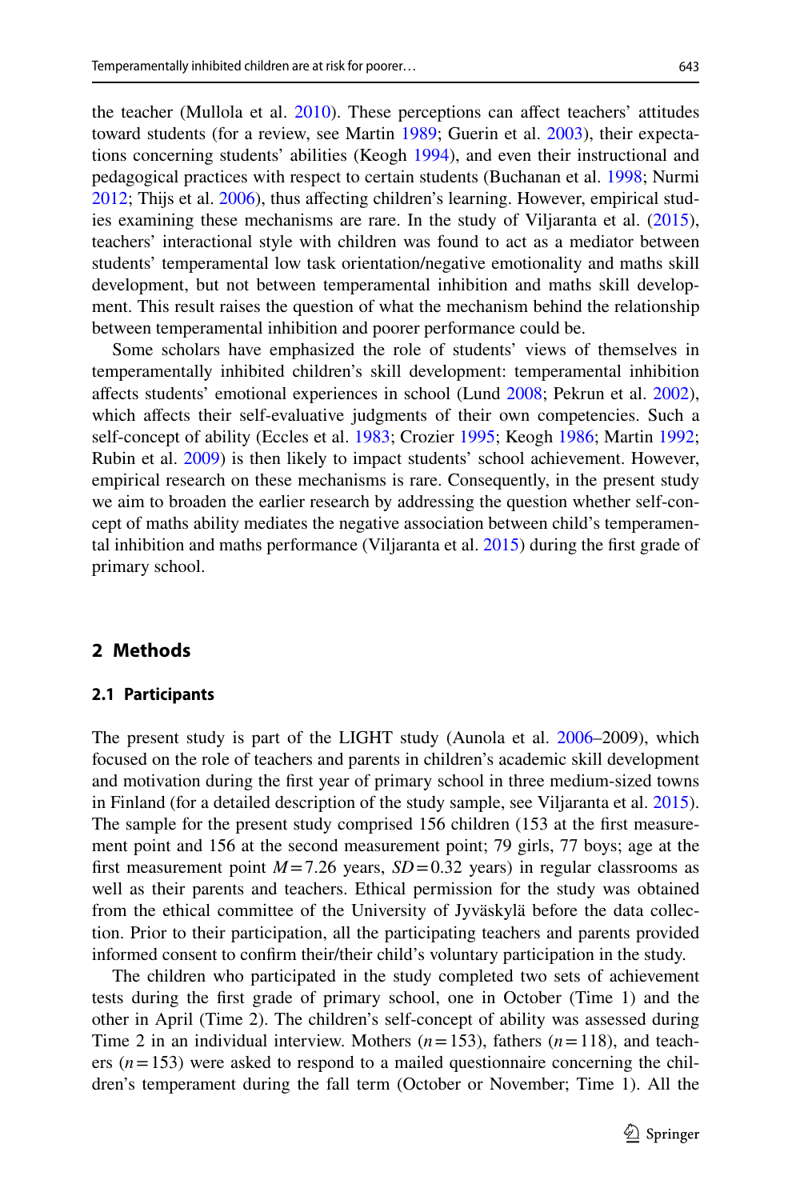the teacher (Mullola et al. 2010). These perceptions can affect teachers' attitudes toward students (for a review, see Martin 1989; Guerin et al. 2003), their expectations concerning students' abilities (Keogh 1994), and even their instructional and pedagogical practices with respect to certain students (Buchanan et al. 1998; Nurmi 2012; Thijs et al. 2006), thus affecting children's learning. However, empirical studies examining these mechanisms are rare. In the study of Viljaranta et al. (2015), teachers' interactional style with children was found to act as a mediator between students' temperamental low task orientation/negative emotionality and maths skill development, but not between temperamental inhibition and maths skill development. This result raises the question of what the mechanism behind the relationship between temperamental inhibition and poorer performance could be.

Some scholars have emphasized the role of students' views of themselves in temperamentally inhibited children's skill development: temperamental inhibition affects students' emotional experiences in school (Lund 2008; Pekrun et al. 2002), which affects their self-evaluative judgments of their own competencies. Such a self-concept of ability (Eccles et al. 1983; Crozier 1995; Keogh 1986; Martin 1992; Rubin et al. 2009) is then likely to impact students' school achievement. However, empirical research on these mechanisms is rare. Consequently, in the present study we aim to broaden the earlier research by addressing the question whether self-concept of maths ability mediates the negative association between child's temperamental inhibition and maths performance (Viljaranta et al. 2015) during the first grade of primary school.

## 2 Methods

### 2.1 Participants

The present study is part of the LIGHT study (Aunola et al. 2006–2009), which focused on the role of teachers and parents in children's academic skill development and motivation during the first year of primary school in three medium-sized towns in Finland (for a detailed description of the study sample, see Viljaranta et al. 2015). The sample for the present study comprised 156 children (153 at the first measurement point and 156 at the second measurement point; 79 girls, 77 boys; age at the first measurement point $M = 7.26$ years, $SD = 0.32$ years) in regular classrooms as well as their parents and teachers. Ethical permission for the study was obtained from the ethical committee of the University of Jyväskylä before the data collection. Prior to their participation, all the participating teachers and parents provided informed consent to confirm their/their child's voluntary participation in the study.

The children who participated in the study completed two sets of achievement tests during the first grade of primary school, one in October (Time 1) and the other in April (Time 2). The children's self-concept of ability was assessed during Time 2 in an individual interview. Mothers ($n = 153$), fathers ($n = 118$), and teachers ($n = 153$) were asked to respond to a mailed questionnaire concerning the children's temperament during the fall term (October or November; Time 1). All the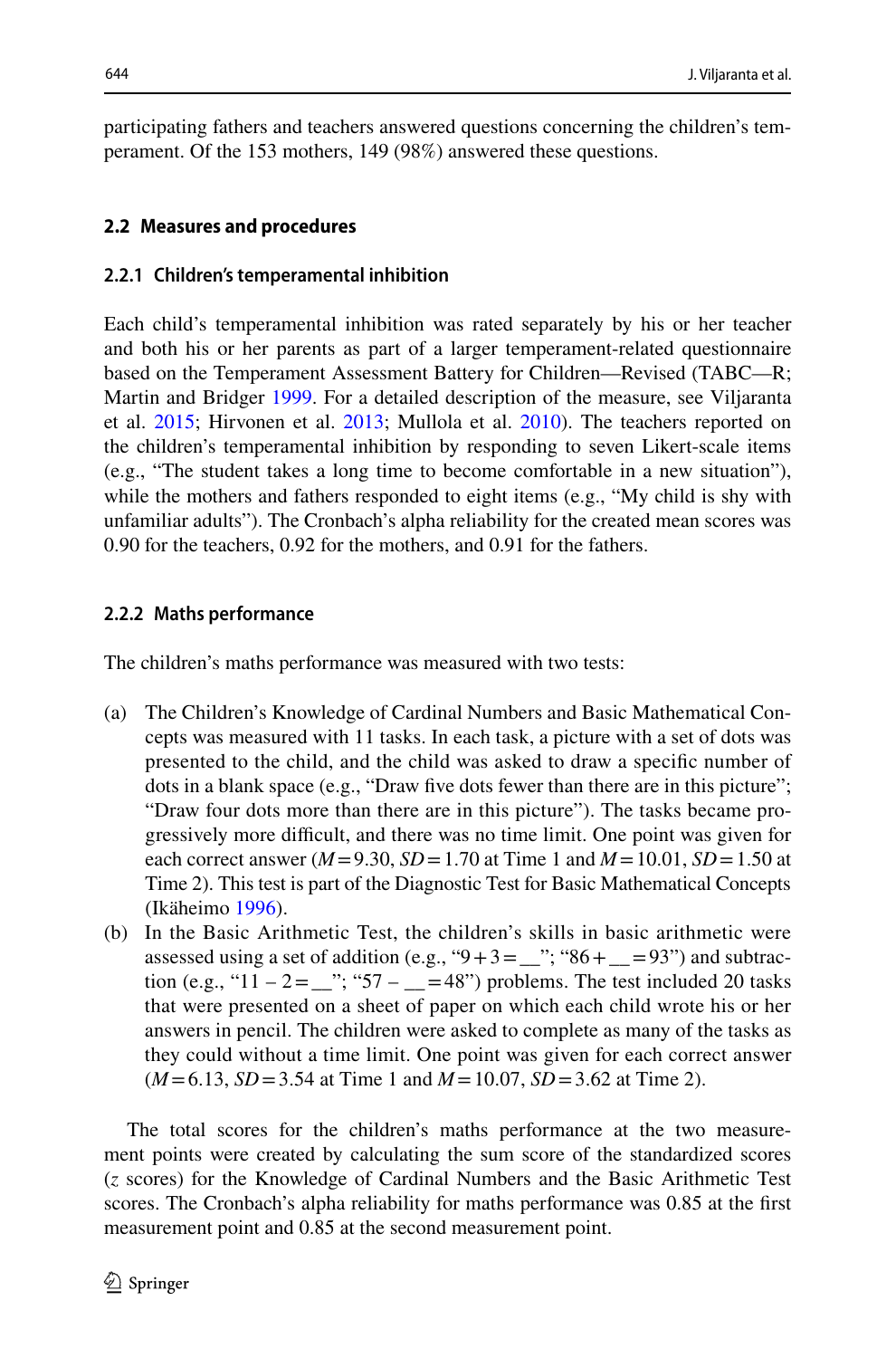participating fathers and teachers answered questions concerning the children's temperament. Of the 153 mothers, 149 (98%) answered these questions.

### 2.2 Measures and procedures

#### 2.2.1 Children's temperamental inhibition

Each child's temperamental inhibition was rated separately by his or her teacher and both his or her parents as part of a larger temperament-related questionnaire based on the Temperament Assessment Battery for Children—Revised (TABC—R; Martin and Bridger 1999. For a detailed description of the measure, see Viljaranta et al. 2015; Hirvonen et al. 2013; Mullola et al. 2010). The teachers reported on the children's temperamental inhibition by responding to seven Likert-scale items (e.g., "The student takes a long time to become comfortable in a new situation"), while the mothers and fathers responded to eight items (e.g., "My child is shy with unfamiliar adults"). The Cronbach's alpha reliability for the created mean scores was 0.90 for the teachers, 0.92 for the mothers, and 0.91 for the fathers.

#### 2.2.2 Maths performance

The children's maths performance was measured with two tests:

(a) The Children's Knowledge of Cardinal Numbers and Basic Mathematical Concepts was measured with 11 tasks. In each task, a picture with a set of dots was presented to the child, and the child was asked to draw a specific number of dots in a blank space (e.g., "Draw five dots fewer than there are in this picture"; "Draw four dots more than there are in this picture"). The tasks became progressively more difficult, and there was no time limit. One point was given for each correct answer ($M = 9.30$, $SD = 1.70$ at Time 1 and $M = 10.01$, $SD = 1.50$ at Time 2). This test is part of the Diagnostic Test for Basic Mathematical Concepts (Ikäheimo 1996).

(b) In the Basic Arithmetic Test, the children's skills in basic arithmetic were assessed using a set of addition (e.g., "9 + 3 = __"; "86 + __ = 93") and subtraction (e.g., "11 – 2 = __"; "57 – __ = 48") problems. The test included 20 tasks that were presented on a sheet of paper on which each child wrote his or her answers in pencil. The children were asked to complete as many of the tasks as they could without a time limit. One point was given for each correct answer ($M = 6.13$, $SD = 3.54$ at Time 1 and $M = 10.07$, $SD = 3.62$ at Time 2).

The total scores for the children's maths performance at the two measurement points were created by calculating the sum score of the standardized scores ($z$ scores) for the Knowledge of Cardinal Numbers and the Basic Arithmetic Test scores. The Cronbach's alpha reliability for maths performance was 0.85 at the first measurement point and 0.85 at the second measurement point.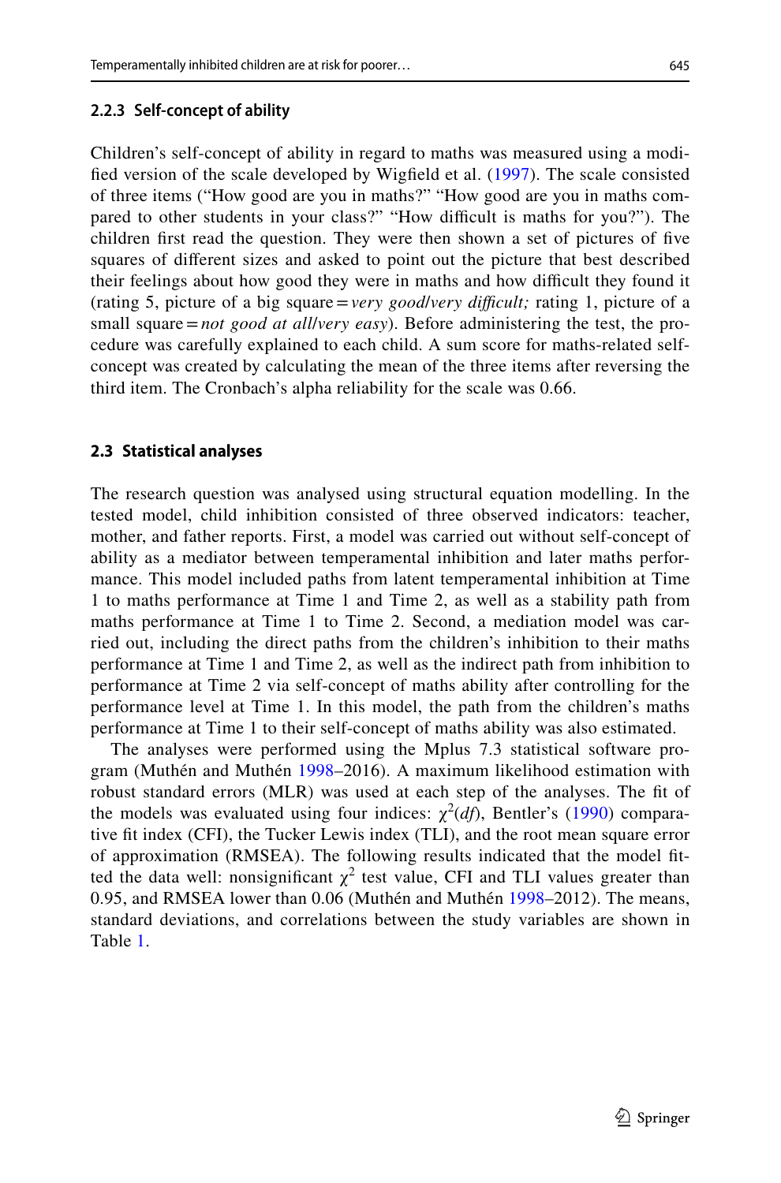### 2.2.3 Self-concept of ability

Children's self-concept of ability in regard to maths was measured using a modified version of the scale developed by Wigfield et al. (1997). The scale consisted of three items ("How good are you in maths?" "How good are you in maths compared to other students in your class?" "How difficult is maths for you?"). The children first read the question. They were then shown a set of pictures of five squares of different sizes and asked to point out the picture that best described their feelings about how good they were in maths and how difficult they found it (rating 5, picture of a big square = *very good/very difficult;* rating 1, picture of a small square = *not good at all/very easy*). Before administering the test, the procedure was carefully explained to each child. A sum score for maths-related self-concept was created by calculating the mean of the three items after reversing the third item. The Cronbach's alpha reliability for the scale was 0.66.

## 2.3 Statistical analyses

The research question was analysed using structural equation modelling. In the tested model, child inhibition consisted of three observed indicators: teacher, mother, and father reports. First, a model was carried out without self-concept of ability as a mediator between temperamental inhibition and later maths performance. This model included paths from latent temperamental inhibition at Time 1 to maths performance at Time 1 and Time 2, as well as a stability path from maths performance at Time 1 to Time 2. Second, a mediation model was carried out, including the direct paths from the children's inhibition to their maths performance at Time 1 and Time 2, as well as the indirect path from inhibition to performance at Time 2 via self-concept of maths ability after controlling for the performance level at Time 1. In this model, the path from the children's maths performance at Time 1 to their self-concept of maths ability was also estimated.

The analyses were performed using the Mplus 7.3 statistical software program (Muthén and Muthén 1998–2016). A maximum likelihood estimation with robust standard errors (MLR) was used at each step of the analyses. The fit of the models was evaluated using four indices: $\chi^2(df)$, Bentler's (1990) comparative fit index (CFI), the Tucker Lewis index (TLI), and the root mean square error of approximation (RMSEA). The following results indicated that the model fitted the data well: nonsignificant $\chi^2$ test value, CFI and TLI values greater than 0.95, and RMSEA lower than 0.06 (Muthén and Muthén 1998–2012). The means, standard deviations, and correlations between the study variables are shown in Table 1.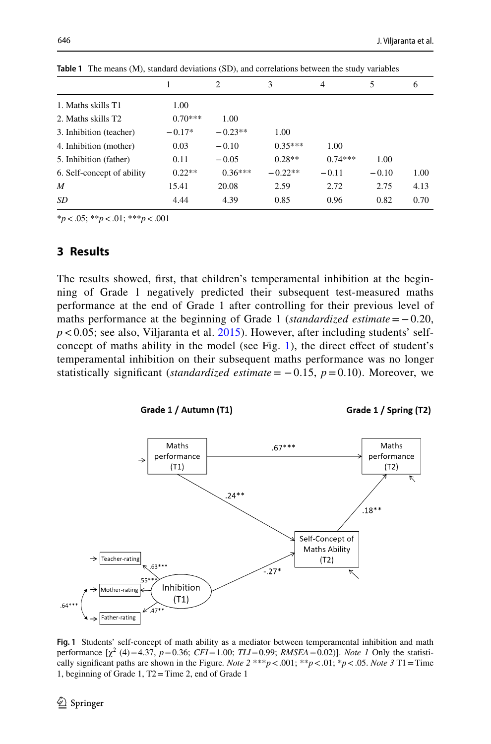**Table 1** The means (M), standard deviations (SD), and correlations between the study variables

| | 1 | 2 | 3 | 4 | 5 | 6 |
|---|---|---|---|---|---|---|
| 1. Maths skills T1 | 1.00 | | | | | |
| 2. Maths skills T2 | 0.70*** | 1.00 | | | | |
| 3. Inhibition (teacher) | −0.17* | −0.23** | 1.00 | | | |
| 4. Inhibition (mother) | 0.03 | −0.10 | 0.35*** | 1.00 | | |
| 5. Inhibition (father) | 0.11 | −0.05 | 0.28** | 0.74*** | 1.00 | |
| 6. Self-concept of ability | 0.22** | 0.36*** | −0.22** | −0.11 | −0.10 | 1.00 |
| *M* | 15.41 | 20.08 | 2.59 | 2.72 | 2.75 | 4.13 |
| *SD* | 4.44 | 4.39 | 0.85 | 0.96 | 0.82 | 0.70 |

*$p < .05$; **$p < .01$; ***$p < .001$

## 3 Results

The results showed, first, that children's temperamental inhibition at the beginning of Grade 1 negatively predicted their subsequent test-measured maths performance at the end of Grade 1 after controlling for their previous level of maths performance at the beginning of Grade 1 (*standardized estimate* = −0.20, $p < 0.05$; see also, Viljaranta et al. 2015). However, after including students' self-concept of maths ability in the model (see Fig. 1), the direct effect of student's temperamental inhibition on their subsequent maths performance was no longer statistically significant (*standardized estimate* = −0.15, $p = 0.10$). Moreover, we

**Fig. 1** Students' self-concept of math ability as a mediator between temperamental inhibition and math performance [$\chi^2$ (4) = 4.37, $p = 0.36$; *CFI* = 1.00; *TLI* = 0.99; *RMSEA* = 0.02)]. *Note 1* Only the statistically significant paths are shown in the Figure. *Note 2* ***$p < .001$; **$p < .01$; *$p < .05$. *Note 3* T1 = Time 1, beginning of Grade 1, T2 = Time 2, end of Grade 1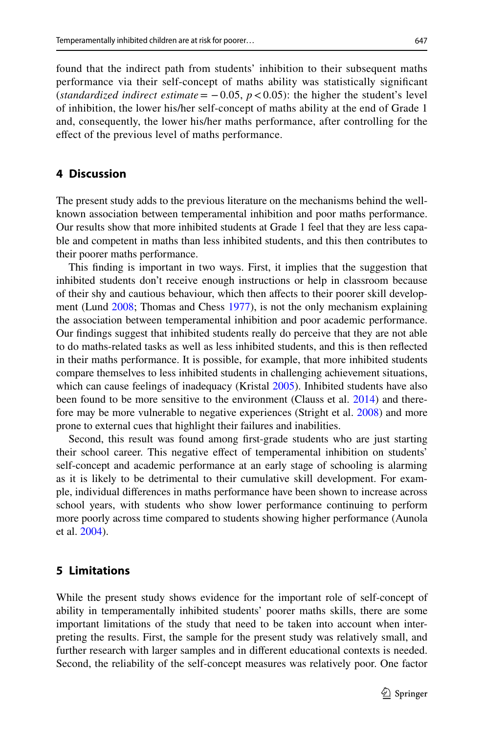found that the indirect path from students' inhibition to their subsequent maths performance via their self-concept of maths ability was statistically significant (*standardized indirect estimate* = − 0.05, $p < 0.05$): the higher the student's level of inhibition, the lower his/her self-concept of maths ability at the end of Grade 1 and, consequently, the lower his/her maths performance, after controlling for the effect of the previous level of maths performance.

## 4 Discussion

The present study adds to the previous literature on the mechanisms behind the well-known association between temperamental inhibition and poor maths performance. Our results show that more inhibited students at Grade 1 feel that they are less capable and competent in maths than less inhibited students, and this then contributes to their poorer maths performance.

This finding is important in two ways. First, it implies that the suggestion that inhibited students don't receive enough instructions or help in classroom because of their shy and cautious behaviour, which then affects to their poorer skill development (Lund 2008; Thomas and Chess 1977), is not the only mechanism explaining the association between temperamental inhibition and poor academic performance. Our findings suggest that inhibited students really do perceive that they are not able to do maths-related tasks as well as less inhibited students, and this is then reflected in their maths performance. It is possible, for example, that more inhibited students compare themselves to less inhibited students in challenging achievement situations, which can cause feelings of inadequacy (Kristal 2005). Inhibited students have also been found to be more sensitive to the environment (Clauss et al. 2014) and therefore may be more vulnerable to negative experiences (Stright et al. 2008) and more prone to external cues that highlight their failures and inabilities.

Second, this result was found among first-grade students who are just starting their school career. This negative effect of temperamental inhibition on students' self-concept and academic performance at an early stage of schooling is alarming as it is likely to be detrimental to their cumulative skill development. For example, individual differences in maths performance have been shown to increase across school years, with students who show lower performance continuing to perform more poorly across time compared to students showing higher performance (Aunola et al. 2004).

## 5 Limitations

While the present study shows evidence for the important role of self-concept of ability in temperamentally inhibited students' poorer maths skills, there are some important limitations of the study that need to be taken into account when interpreting the results. First, the sample for the present study was relatively small, and further research with larger samples and in different educational contexts is needed. Second, the reliability of the self-concept measures was relatively poor. One factor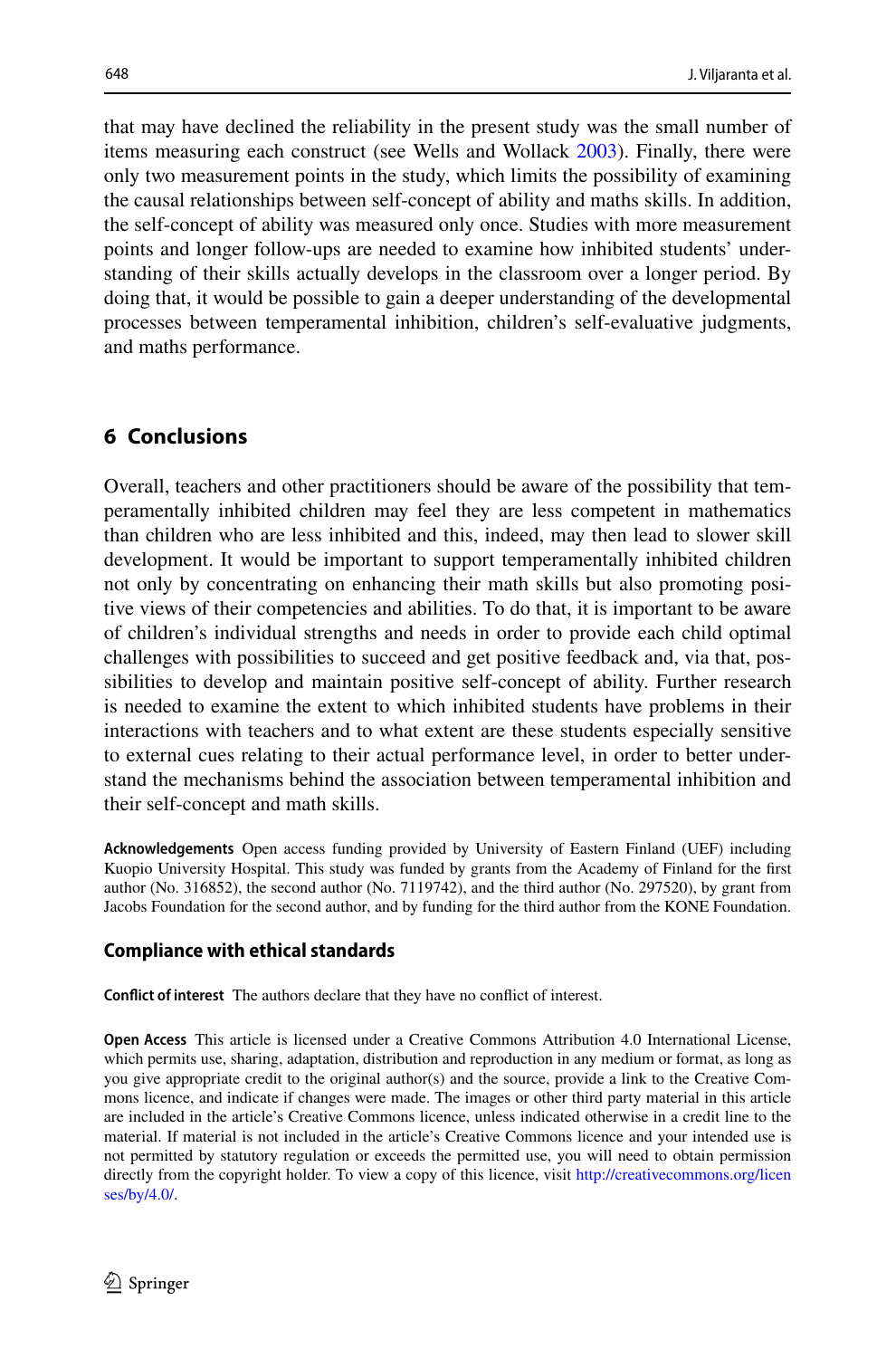that may have declined the reliability in the present study was the small number of items measuring each construct (see Wells and Wollack 2003). Finally, there were only two measurement points in the study, which limits the possibility of examining the causal relationships between self-concept of ability and maths skills. In addition, the self-concept of ability was measured only once. Studies with more measurement points and longer follow-ups are needed to examine how inhibited students' understanding of their skills actually develops in the classroom over a longer period. By doing that, it would be possible to gain a deeper understanding of the developmental processes between temperamental inhibition, children's self-evaluative judgments, and maths performance.

## 6 Conclusions

Overall, teachers and other practitioners should be aware of the possibility that temperamentally inhibited children may feel they are less competent in mathematics than children who are less inhibited and this, indeed, may then lead to slower skill development. It would be important to support temperamentally inhibited children not only by concentrating on enhancing their math skills but also promoting positive views of their competencies and abilities. To do that, it is important to be aware of children's individual strengths and needs in order to provide each child optimal challenges with possibilities to succeed and get positive feedback and, via that, possibilities to develop and maintain positive self-concept of ability. Further research is needed to examine the extent to which inhibited students have problems in their interactions with teachers and to what extent are these students especially sensitive to external cues relating to their actual performance level, in order to better understand the mechanisms behind the association between temperamental inhibition and their self-concept and math skills.

**Acknowledgements** Open access funding provided by University of Eastern Finland (UEF) including Kuopio University Hospital. This study was funded by grants from the Academy of Finland for the first author (No. 316852), the second author (No. 7119742), and the third author (No. 297520), by grant from Jacobs Foundation for the second author, and by funding for the third author from the KONE Foundation.

### Compliance with ethical standards

**Conflict of interest** The authors declare that they have no conflict of interest.

**Open Access** This article is licensed under a Creative Commons Attribution 4.0 International License, which permits use, sharing, adaptation, distribution and reproduction in any medium or format, as long as you give appropriate credit to the original author(s) and the source, provide a link to the Creative Commons licence, and indicate if changes were made. The images or other third party material in this article are included in the article's Creative Commons licence, unless indicated otherwise in a credit line to the material. If material is not included in the article's Creative Commons licence and your intended use is not permitted by statutory regulation or exceeds the permitted use, you will need to obtain permission directly from the copyright holder. To view a copy of this licence, visit http://creativecommons.org/licenses/by/4.0/.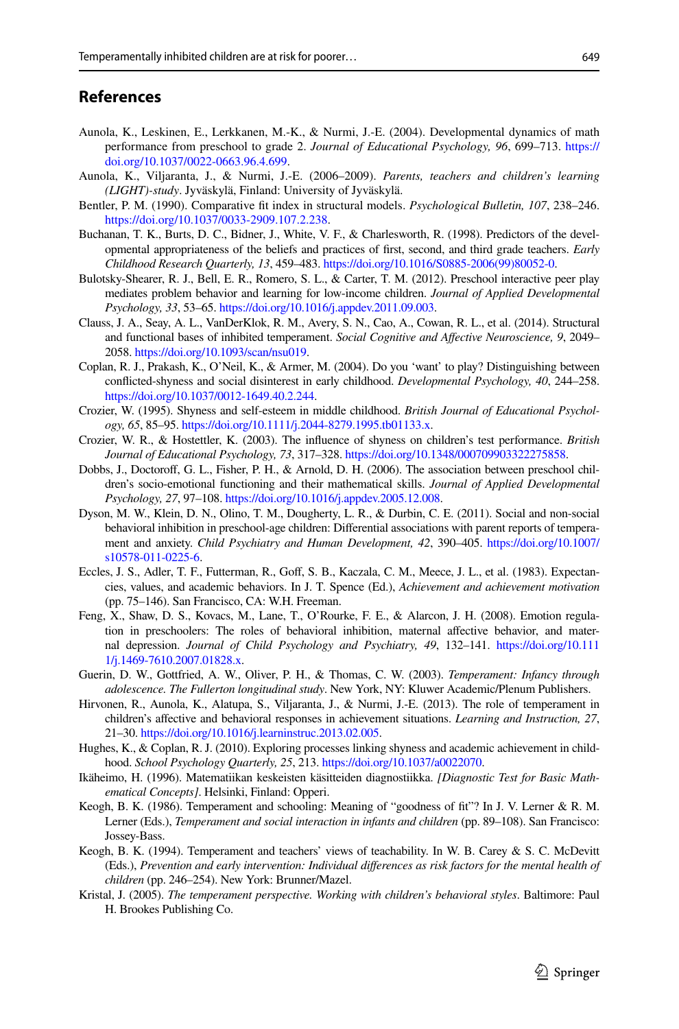## References

Aunola, K., Leskinen, E., Lerkkanen, M.-K., & Nurmi, J.-E. (2004). Developmental dynamics of math performance from preschool to grade 2. *Journal of Educational Psychology, 96*, 699–713. https://doi.org/10.1037/0022-0663.96.4.699.

Aunola, K., Viljaranta, J., & Nurmi, J.-E. (2006–2009). *Parents, teachers and children's learning (LIGHT)-study*. Jyväskylä, Finland: University of Jyväskylä.

Bentler, P. M. (1990). Comparative fit index in structural models. *Psychological Bulletin, 107*, 238–246. https://doi.org/10.1037/0033-2909.107.2.238.

Buchanan, T. K., Burts, D. C., Bidner, J., White, V. F., & Charlesworth, R. (1998). Predictors of the developmental appropriateness of the beliefs and practices of first, second, and third grade teachers. *Early Childhood Research Quarterly, 13*, 459–483. https://doi.org/10.1016/S0885-2006(99)80052-0.

Bulotsky-Shearer, R. J., Bell, E. R., Romero, S. L., & Carter, T. M. (2012). Preschool interactive peer play mediates problem behavior and learning for low-income children. *Journal of Applied Developmental Psychology, 33*, 53–65. https://doi.org/10.1016/j.appdev.2011.09.003.

Clauss, J. A., Seay, A. L., VanDerKlok, R. M., Avery, S. N., Cao, A., Cowan, R. L., et al. (2014). Structural and functional bases of inhibited temperament. *Social Cognitive and Affective Neuroscience, 9*, 2049–2058. https://doi.org/10.1093/scan/nsu019.

Coplan, R. J., Prakash, K., O'Neil, K., & Armer, M. (2004). Do you 'want' to play? Distinguishing between conflicted-shyness and social disinterest in early childhood. *Developmental Psychology, 40*, 244–258. https://doi.org/10.1037/0012-1649.40.2.244.

Crozier, W. (1995). Shyness and self-esteem in middle childhood. *British Journal of Educational Psychology, 65*, 85–95. https://doi.org/10.1111/j.2044-8279.1995.tb01133.x.

Crozier, W. R., & Hostettler, K. (2003). The influence of shyness on children's test performance. *British Journal of Educational Psychology, 73*, 317–328. https://doi.org/10.1348/000709903322275858.

Dobbs, J., Doctoroff, G. L., Fisher, P. H., & Arnold, D. H. (2006). The association between preschool children's socio-emotional functioning and their mathematical skills. *Journal of Applied Developmental Psychology, 27*, 97–108. https://doi.org/10.1016/j.appdev.2005.12.008.

Dyson, M. W., Klein, D. N., Olino, T. M., Dougherty, L. R., & Durbin, C. E. (2011). Social and non-social behavioral inhibition in preschool-age children: Differential associations with parent reports of temperament and anxiety. *Child Psychiatry and Human Development, 42*, 390–405. https://doi.org/10.1007/s10578-011-0225-6.

Eccles, J. S., Adler, T. F., Futterman, R., Goff, S. B., Kaczala, C. M., Meece, J. L., et al. (1983). Expectancies, values, and academic behaviors. In J. T. Spence (Ed.), *Achievement and achievement motivation* (pp. 75–146). San Francisco, CA: W.H. Freeman.

Feng, X., Shaw, D. S., Kovacs, M., Lane, T., O'Rourke, F. E., & Alarcon, J. H. (2008). Emotion regulation in preschoolers: The roles of behavioral inhibition, maternal affective behavior, and maternal depression. *Journal of Child Psychology and Psychiatry, 49*, 132–141. https://doi.org/10.1111/j.1469-7610.2007.01828.x.

Guerin, D. W., Gottfried, A. W., Oliver, P. H., & Thomas, C. W. (2003). *Temperament: Infancy through adolescence. The Fullerton longitudinal study*. New York, NY: Kluwer Academic/Plenum Publishers.

Hirvonen, R., Aunola, K., Alatupa, S., Viljaranta, J., & Nurmi, J.-E. (2013). The role of temperament in children's affective and behavioral responses in achievement situations. *Learning and Instruction, 27*, 21–30. https://doi.org/10.1016/j.learninstruc.2013.02.005.

Hughes, K., & Coplan, R. J. (2010). Exploring processes linking shyness and academic achievement in childhood. *School Psychology Quarterly, 25*, 213. https://doi.org/10.1037/a0022070.

Ikäheimo, H. (1996). Matematiikan keskeisten käsitteiden diagnostiikka. *[Diagnostic Test for Basic Mathematical Concepts]*. Helsinki, Finland: Opperi.

Keogh, B. K. (1986). Temperament and schooling: Meaning of "goodness of fit"? In J. V. Lerner & R. M. Lerner (Eds.), *Temperament and social interaction in infants and children* (pp. 89–108). San Francisco: Jossey-Bass.

Keogh, B. K. (1994). Temperament and teachers' views of teachability. In W. B. Carey & S. C. McDevitt (Eds.), *Prevention and early intervention: Individual differences as risk factors for the mental health of children* (pp. 246–254). New York: Brunner/Mazel.

Kristal, J. (2005). *The temperament perspective. Working with children's behavioral styles*. Baltimore: Paul H. Brookes Publishing Co.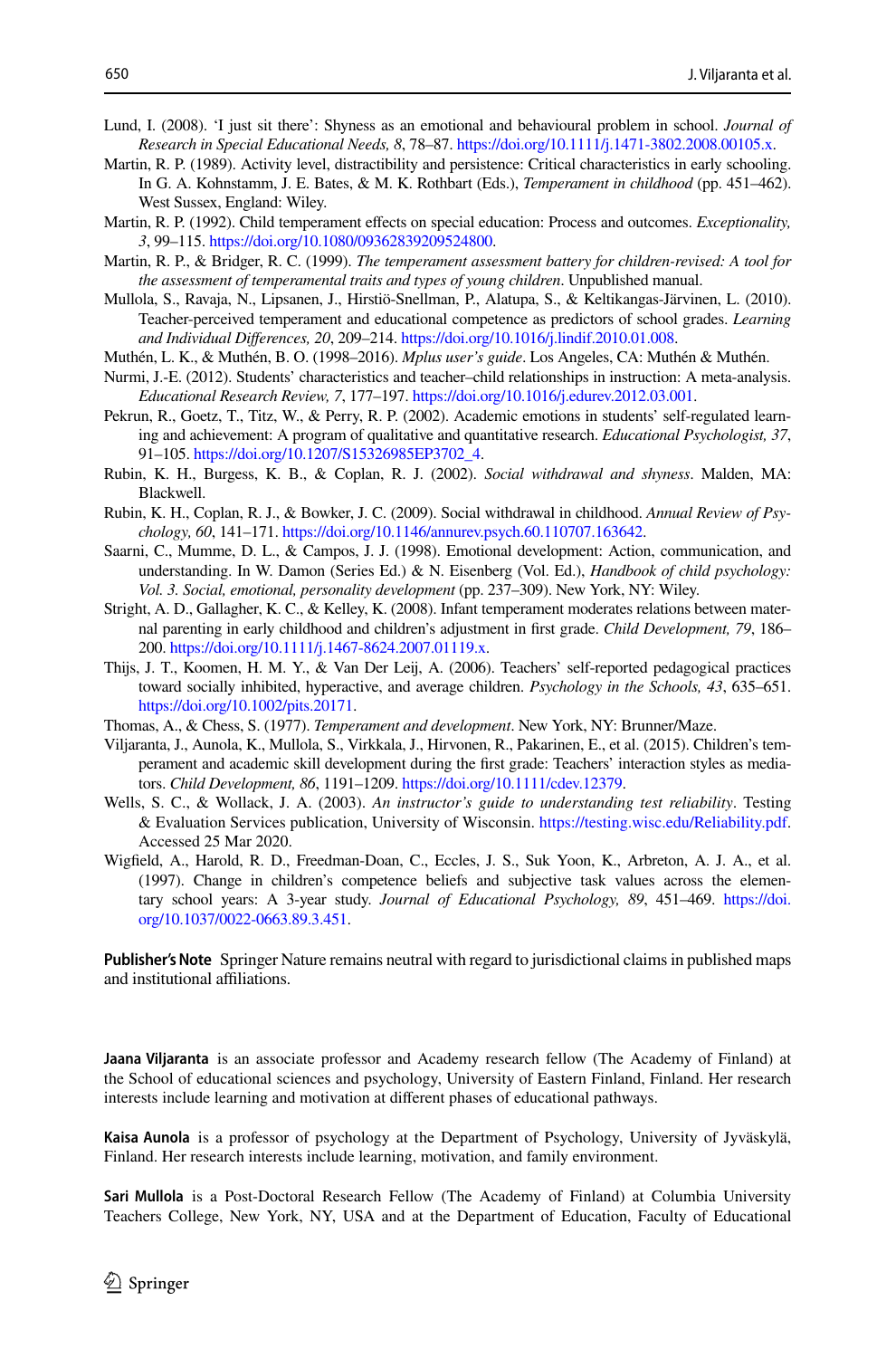Lund, I. (2008). 'I just sit there': Shyness as an emotional and behavioural problem in school. *Journal of Research in Special Educational Needs, 8*, 78–87. https://doi.org/10.1111/j.1471-3802.2008.00105.x.

Martin, R. P. (1989). Activity level, distractibility and persistence: Critical characteristics in early schooling. In G. A. Kohnstamm, J. E. Bates, & M. K. Rothbart (Eds.), *Temperament in childhood* (pp. 451–462). West Sussex, England: Wiley.

Martin, R. P. (1992). Child temperament effects on special education: Process and outcomes. *Exceptionality, 3*, 99–115. https://doi.org/10.1080/09362839209524800.

Martin, R. P., & Bridger, R. C. (1999). *The temperament assessment battery for children-revised: A tool for the assessment of temperamental traits and types of young children*. Unpublished manual.

Mullola, S., Ravaja, N., Lipsanen, J., Hirstiö-Snellman, P., Alatupa, S., & Keltikangas-Järvinen, L. (2010). Teacher-perceived temperament and educational competence as predictors of school grades. *Learning and Individual Differences, 20*, 209–214. https://doi.org/10.1016/j.lindif.2010.01.008.

Muthén, L. K., & Muthén, B. O. (1998–2016). *Mplus user's guide*. Los Angeles, CA: Muthén & Muthén.

Nurmi, J.-E. (2012). Students' characteristics and teacher–child relationships in instruction: A meta-analysis. *Educational Research Review, 7*, 177–197. https://doi.org/10.1016/j.edurev.2012.03.001.

Pekrun, R., Goetz, T., Titz, W., & Perry, R. P. (2002). Academic emotions in students' self-regulated learning and achievement: A program of qualitative and quantitative research. *Educational Psychologist, 37*, 91–105. https://doi.org/10.1207/S15326985EP3702_4.

Rubin, K. H., Burgess, K. B., & Coplan, R. J. (2002). *Social withdrawal and shyness*. Malden, MA: Blackwell.

Rubin, K. H., Coplan, R. J., & Bowker, J. C. (2009). Social withdrawal in childhood. *Annual Review of Psychology, 60*, 141–171. https://doi.org/10.1146/annurev.psych.60.110707.163642.

Saarni, C., Mumme, D. L., & Campos, J. J. (1998). Emotional development: Action, communication, and understanding. In W. Damon (Series Ed.) & N. Eisenberg (Vol. Ed.), *Handbook of child psychology: Vol. 3. Social, emotional, personality development* (pp. 237–309). New York, NY: Wiley.

Stright, A. D., Gallagher, K. C., & Kelley, K. (2008). Infant temperament moderates relations between maternal parenting in early childhood and children's adjustment in first grade. *Child Development, 79*, 186–200. https://doi.org/10.1111/j.1467-8624.2007.01119.x.

Thijs, J. T., Koomen, H. M. Y., & Van Der Leij, A. (2006). Teachers' self-reported pedagogical practices toward socially inhibited, hyperactive, and average children. *Psychology in the Schools, 43*, 635–651. https://doi.org/10.1002/pits.20171.

Thomas, A., & Chess, S. (1977). *Temperament and development*. New York, NY: Brunner/Maze.

Viljaranta, J., Aunola, K., Mullola, S., Virkkala, J., Hirvonen, R., Pakarinen, E., et al. (2015). Children's temperament and academic skill development during the first grade: Teachers' interaction styles as mediators. *Child Development, 86*, 1191–1209. https://doi.org/10.1111/cdev.12379.

Wells, S. C., & Wollack, J. A. (2003). *An instructor's guide to understanding test reliability*. Testing & Evaluation Services publication, University of Wisconsin. https://testing.wisc.edu/Reliability.pdf. Accessed 25 Mar 2020.

Wigfield, A., Harold, R. D., Freedman-Doan, C., Eccles, J. S., Suk Yoon, K., Arbreton, A. J. A., et al. (1997). Change in children's competence beliefs and subjective task values across the elementary school years: A 3-year study. *Journal of Educational Psychology, 89*, 451–469. https://doi.org/10.1037/0022-0663.89.3.451.

**Publisher's Note** Springer Nature remains neutral with regard to jurisdictional claims in published maps and institutional affiliations.

**Jaana Viljaranta** is an associate professor and Academy research fellow (The Academy of Finland) at the School of educational sciences and psychology, University of Eastern Finland, Finland. Her research interests include learning and motivation at different phases of educational pathways.

**Kaisa Aunola** is a professor of psychology at the Department of Psychology, University of Jyväskylä, Finland. Her research interests include learning, motivation, and family environment.

**Sari Mullola** is a Post-Doctoral Research Fellow (The Academy of Finland) at Columbia University Teachers College, New York, NY, USA and at the Department of Education, Faculty of Educational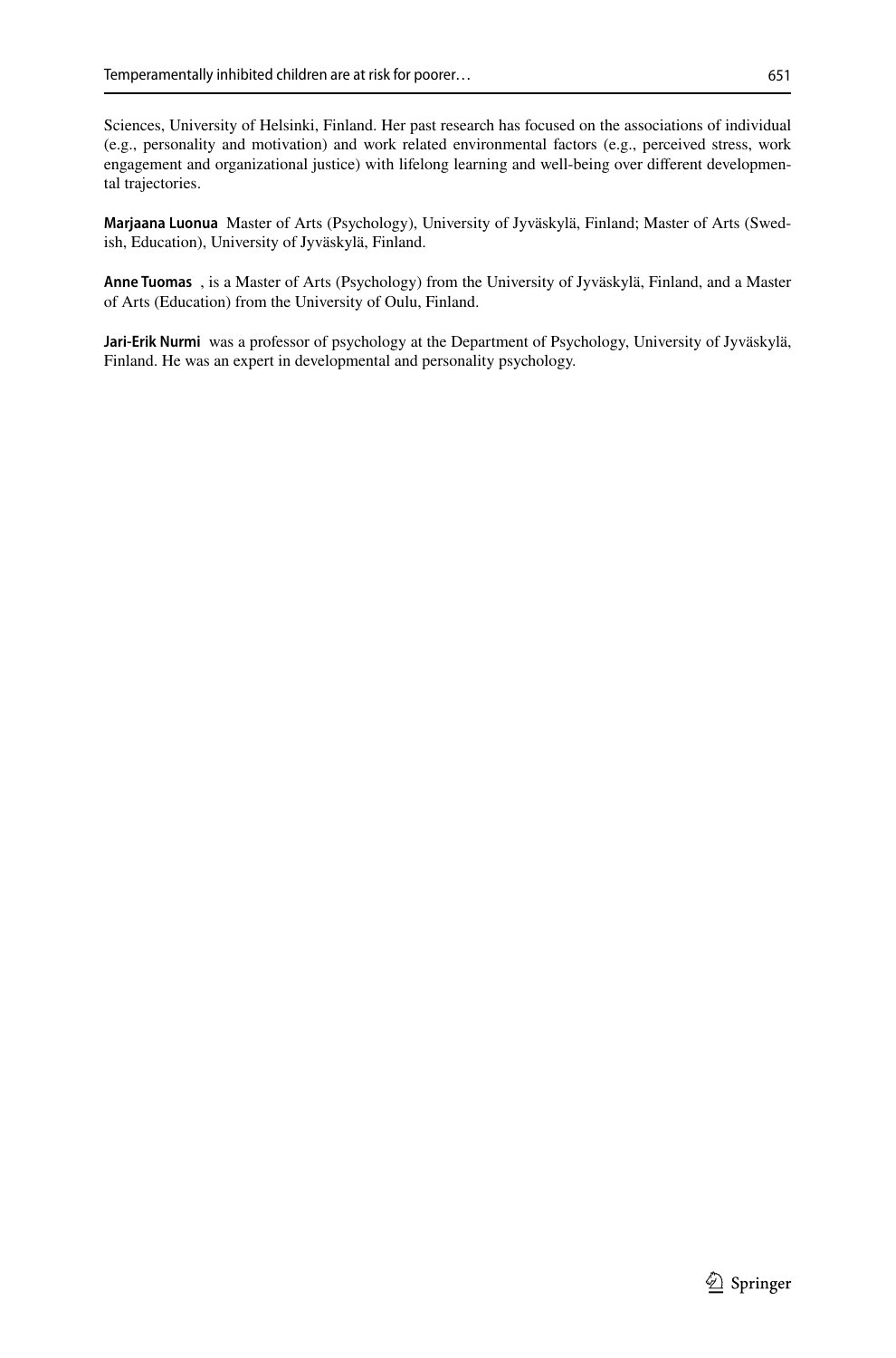Sciences, University of Helsinki, Finland. Her past research has focused on the associations of individual (e.g., personality and motivation) and work related environmental factors (e.g., perceived stress, work engagement and organizational justice) with lifelong learning and well-being over different developmental trajectories.

**Marjaana Luonua** Master of Arts (Psychology), University of Jyväskylä, Finland; Master of Arts (Swedish, Education), University of Jyväskylä, Finland.

**Anne Tuomas**, is a Master of Arts (Psychology) from the University of Jyväskylä, Finland, and a Master of Arts (Education) from the University of Oulu, Finland.

**Jari-Erik Nurmi** was a professor of psychology at the Department of Psychology, University of Jyväskylä, Finland. He was an expert in developmental and personality psychology.